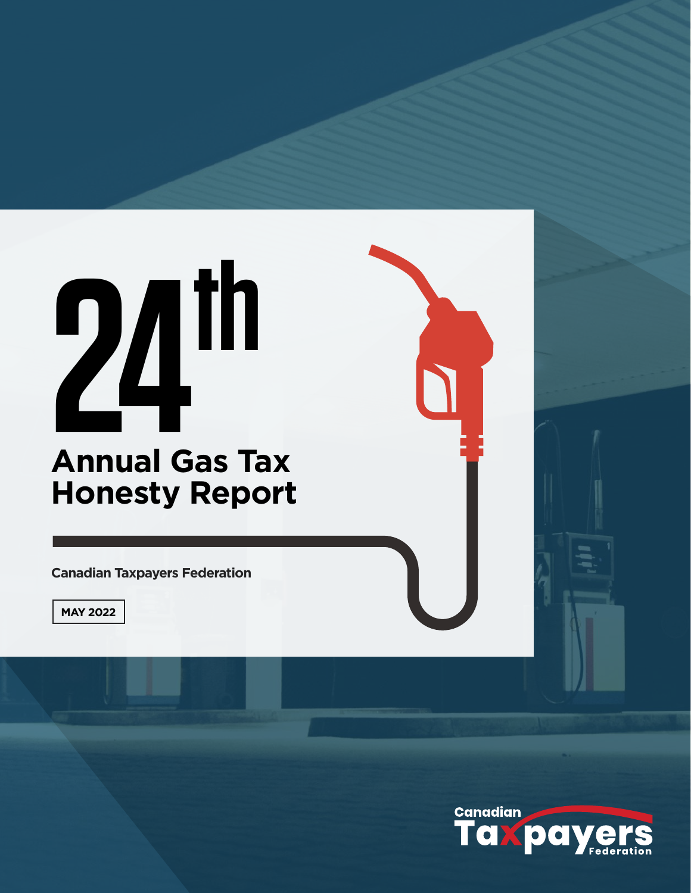# 24th Annual Gas Tax Honesty Report

Canadian Taxpayers Federation

MAY 2022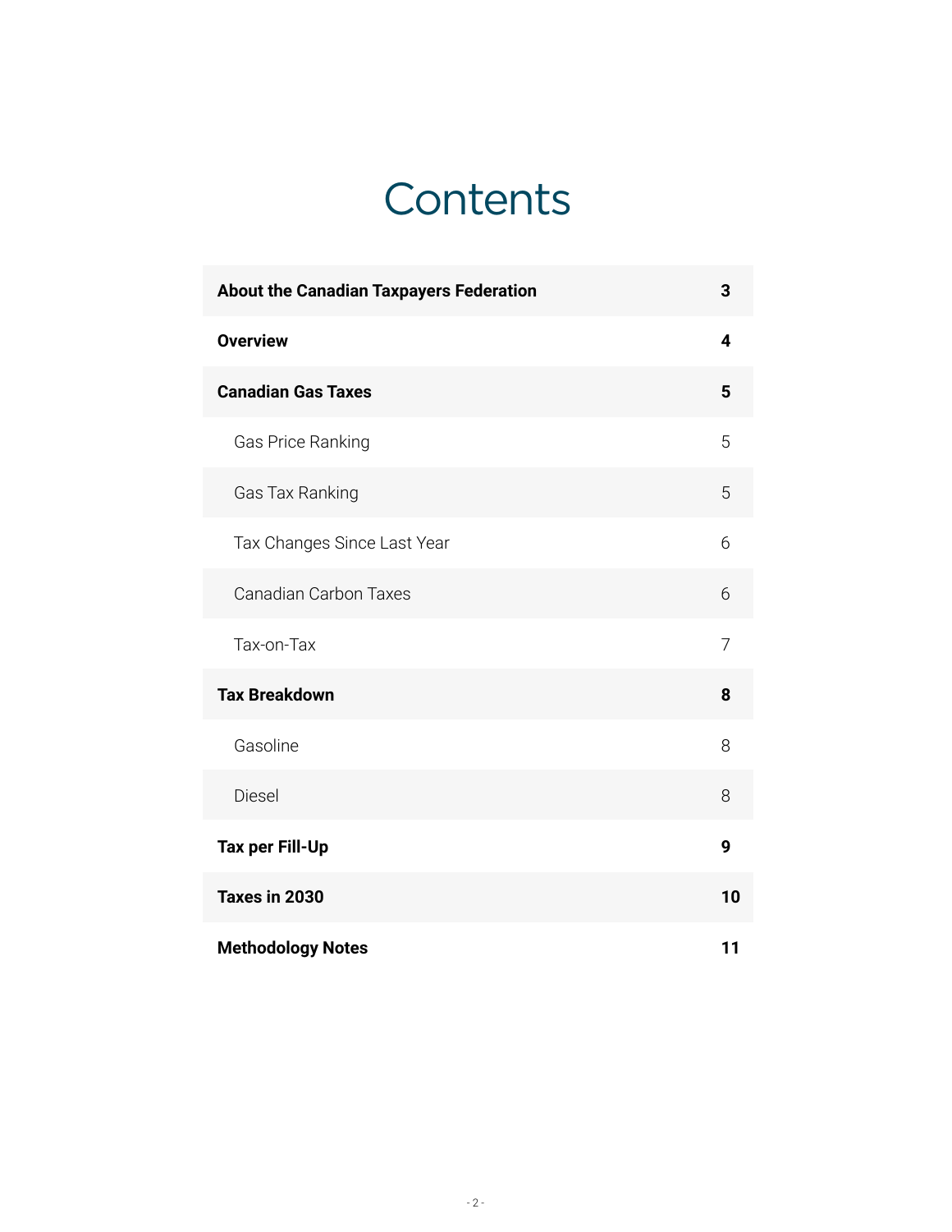# Contents

| | |
|---|---|
| **About the Canadian Taxpayers Federation** | **3** |
| **Overview** | **4** |
| **Canadian Gas Taxes** | **5** |
| Gas Price Ranking | 5 |
| Gas Tax Ranking | 5 |
| Tax Changes Since Last Year | 6 |
| Canadian Carbon Taxes | 6 |
| Tax-on-Tax | 7 |
| **Tax Breakdown** | **8** |
| Gasoline | 8 |
| Diesel | 8 |
| **Tax per Fill-Up** | **9** |
| **Taxes in 2030** | **10** |
| **Methodology Notes** | **11** |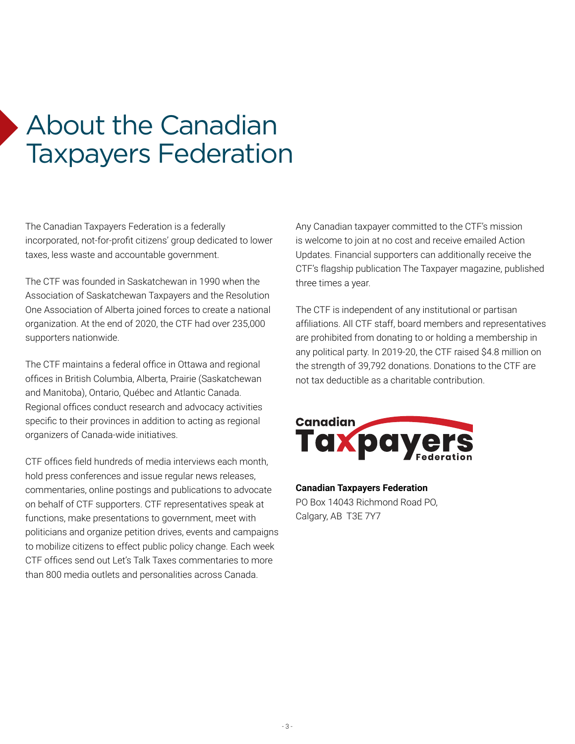# About the Canadian Taxpayers Federation

The Canadian Taxpayers Federation is a federally incorporated, not-for-profit citizens' group dedicated to lower taxes, less waste and accountable government.

The CTF was founded in Saskatchewan in 1990 when the Association of Saskatchewan Taxpayers and the Resolution One Association of Alberta joined forces to create a national organization. At the end of 2020, the CTF had over 235,000 supporters nationwide.

The CTF maintains a federal office in Ottawa and regional offices in British Columbia, Alberta, Prairie (Saskatchewan and Manitoba), Ontario, Québec and Atlantic Canada. Regional offices conduct research and advocacy activities specific to their provinces in addition to acting as regional organizers of Canada-wide initiatives.

CTF offices field hundreds of media interviews each month, hold press conferences and issue regular news releases, commentaries, online postings and publications to advocate on behalf of CTF supporters. CTF representatives speak at functions, make presentations to government, meet with politicians and organize petition drives, events and campaigns to mobilize citizens to effect public policy change. Each week CTF offices send out Let's Talk Taxes commentaries to more than 800 media outlets and personalities across Canada.

Any Canadian taxpayer committed to the CTF's mission is welcome to join at no cost and receive emailed Action Updates. Financial supporters can additionally receive the CTF's flagship publication The Taxpayer magazine, published three times a year.

The CTF is independent of any institutional or partisan affiliations. All CTF staff, board members and representatives are prohibited from donating to or holding a membership in any political party. In 2019-20, the CTF raised $4.8 million on the strength of 39,792 donations. Donations to the CTF are not tax deductible as a charitable contribution.

Canadian Taxpayers Federation

**Canadian Taxpayers Federation**
PO Box 14043 Richmond Road PO,
Calgary, AB T3E 7Y7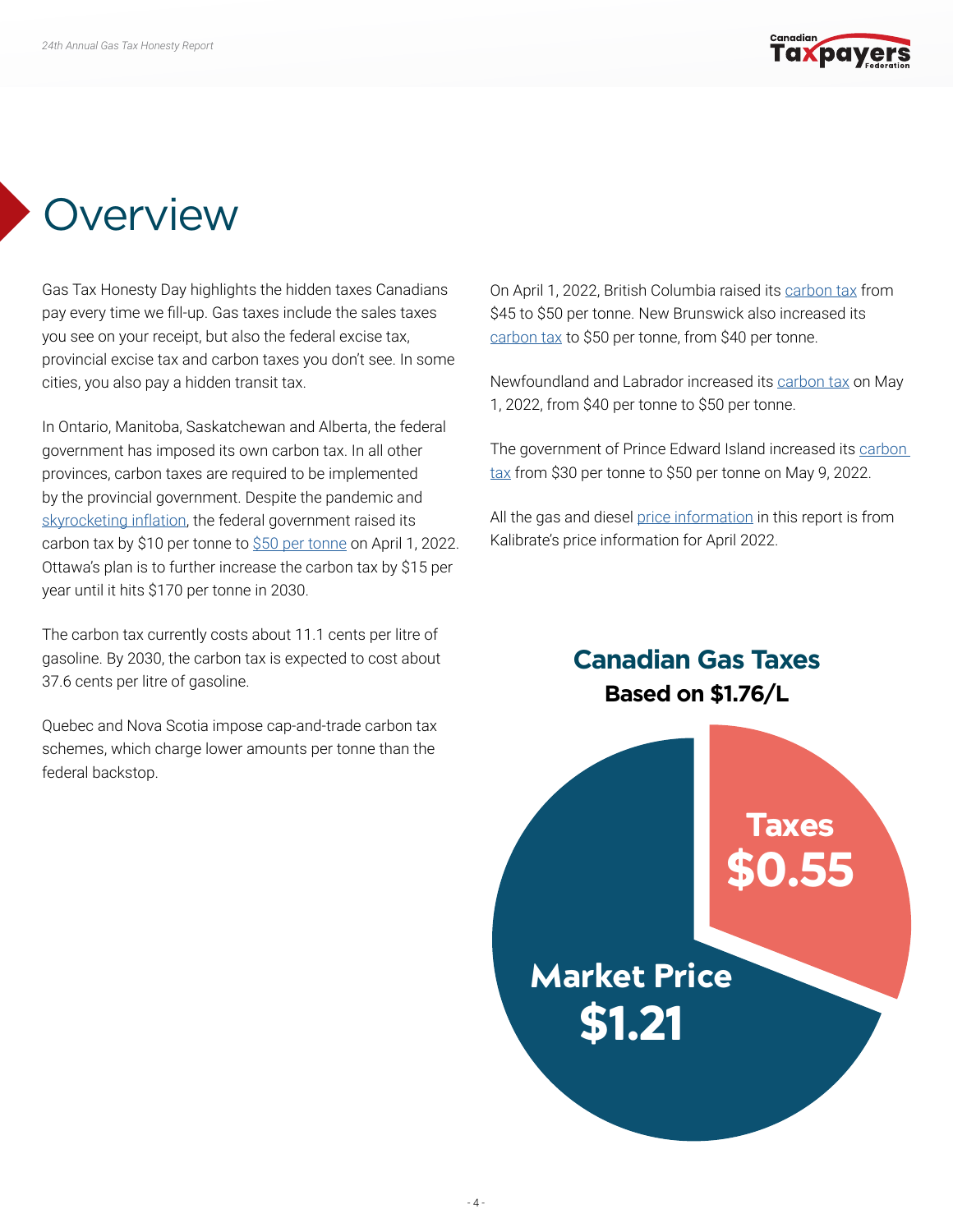# Overview

Gas Tax Honesty Day highlights the hidden taxes Canadians pay every time we fill-up. Gas taxes include the sales taxes you see on your receipt, but also the federal excise tax, provincial excise tax and carbon taxes you don't see. In some cities, you also pay a hidden transit tax.

In Ontario, Manitoba, Saskatchewan and Alberta, the federal government has imposed its own carbon tax. In all other provinces, carbon taxes are required to be implemented by the provincial government. Despite the pandemic and skyrocketing inflation, the federal government raised its carbon tax by $10 per tonne to $50 per tonne on April 1, 2022. Ottawa's plan is to further increase the carbon tax by $15 per year until it hits $170 per tonne in 2030.

The carbon tax currently costs about 11.1 cents per litre of gasoline. By 2030, the carbon tax is expected to cost about 37.6 cents per litre of gasoline.

Quebec and Nova Scotia impose cap-and-trade carbon tax schemes, which charge lower amounts per tonne than the federal backstop.

On April 1, 2022, British Columbia raised its carbon tax from $45 to $50 per tonne. New Brunswick also increased its carbon tax to $50 per tonne, from $40 per tonne.

Newfoundland and Labrador increased its carbon tax on May 1, 2022, from $40 per tonne to $50 per tonne.

The government of Prince Edward Island increased its carbon tax from $30 per tonne to $50 per tonne on May 9, 2022.

All the gas and diesel price information in this report is from Kalibrate's price information for April 2022.

**Canadian Gas Taxes**

**Based on $1.76/L**

Taxes $0.55

Market Price $1.21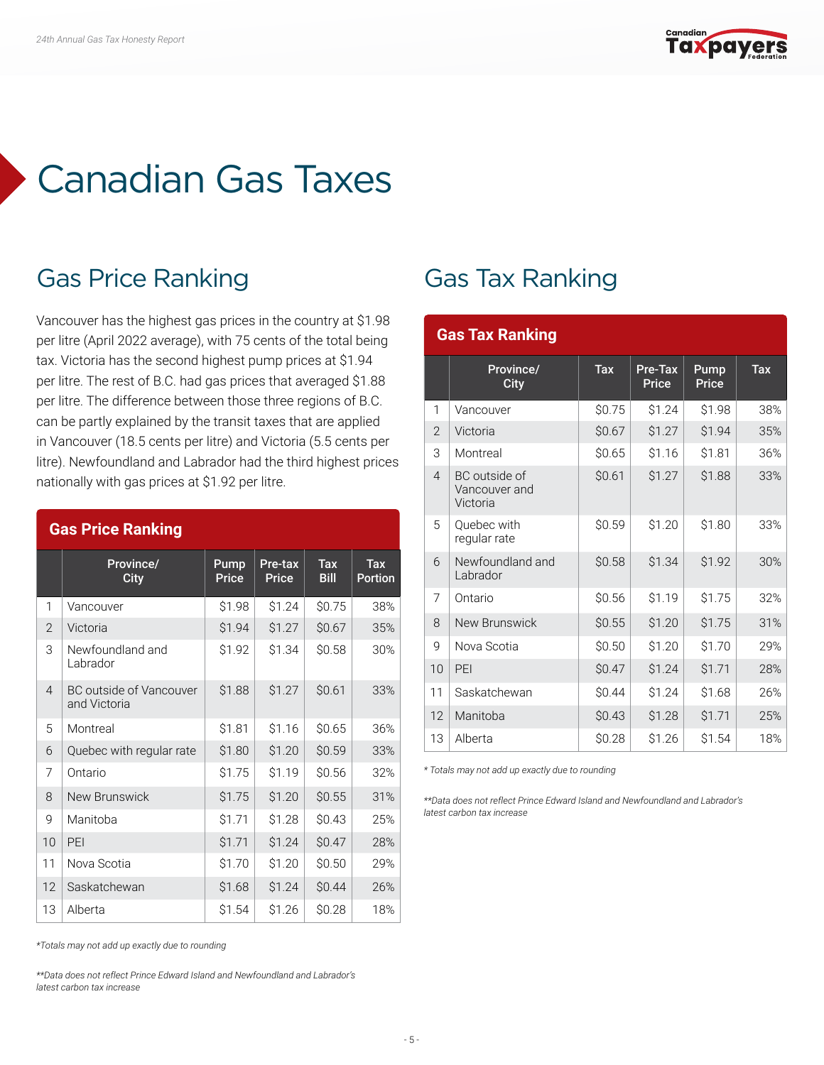# Canadian Gas Taxes

## Gas Price Ranking

Vancouver has the highest gas prices in the country at $1.98 per litre (April 2022 average), with 75 cents of the total being tax. Victoria has the second highest pump prices at $1.94 per litre. The rest of B.C. had gas prices that averaged $1.88 per litre. The difference between those three regions of B.C. can be partly explained by the transit taxes that are applied in Vancouver (18.5 cents per litre) and Victoria (5.5 cents per litre). Newfoundland and Labrador had the third highest prices nationally with gas prices at $1.92 per litre.

**Gas Price Ranking**

| | Province/ City | Pump Price | Pre-tax Price | Tax Bill | Tax Portion |
|---|---|---|---|---|---|
| 1 | Vancouver | $1.98 | $1.24 | $0.75 | 38% |
| 2 | Victoria | $1.94 | $1.27 | $0.67 | 35% |
| 3 | Newfoundland and Labrador | $1.92 | $1.34 | $0.58 | 30% |
| 4 | BC outside of Vancouver and Victoria | $1.88 | $1.27 | $0.61 | 33% |
| 5 | Montreal | $1.81 | $1.16 | $0.65 | 36% |
| 6 | Quebec with regular rate | $1.80 | $1.20 | $0.59 | 33% |
| 7 | Ontario | $1.75 | $1.19 | $0.56 | 32% |
| 8 | New Brunswick | $1.75 | $1.20 | $0.55 | 31% |
| 9 | Manitoba | $1.71 | $1.28 | $0.43 | 25% |
| 10 | PEI | $1.71 | $1.24 | $0.47 | 28% |
| 11 | Nova Scotia | $1.70 | $1.20 | $0.50 | 29% |
| 12 | Saskatchewan | $1.68 | $1.24 | $0.44 | 26% |
| 13 | Alberta | $1.54 | $1.26 | $0.28 | 18% |

*Totals may not add up exactly due to rounding

**Data does not reflect Prince Edward Island and Newfoundland and Labrador's latest carbon tax increase

## Gas Tax Ranking

**Gas Tax Ranking**

| | Province/ City | Tax | Pre-Tax Price | Pump Price | Tax |
|---|---|---|---|---|---|
| 1 | Vancouver | $0.75 | $1.24 | $1.98 | 38% |
| 2 | Victoria | $0.67 | $1.27 | $1.94 | 35% |
| 3 | Montreal | $0.65 | $1.16 | $1.81 | 36% |
| 4 | BC outside of Vancouver and Victoria | $0.61 | $1.27 | $1.88 | 33% |
| 5 | Quebec with regular rate | $0.59 | $1.20 | $1.80 | 33% |
| 6 | Newfoundland and Labrador | $0.58 | $1.34 | $1.92 | 30% |
| 7 | Ontario | $0.56 | $1.19 | $1.75 | 32% |
| 8 | New Brunswick | $0.55 | $1.20 | $1.75 | 31% |
| 9 | Nova Scotia | $0.50 | $1.20 | $1.70 | 29% |
| 10 | PEI | $0.47 | $1.24 | $1.71 | 28% |
| 11 | Saskatchewan | $0.44 | $1.24 | $1.68 | 26% |
| 12 | Manitoba | $0.43 | $1.28 | $1.71 | 25% |
| 13 | Alberta | $0.28 | $1.26 | $1.54 | 18% |

* Totals may not add up exactly due to rounding

**Data does not reflect Prince Edward Island and Newfoundland and Labrador's latest carbon tax increase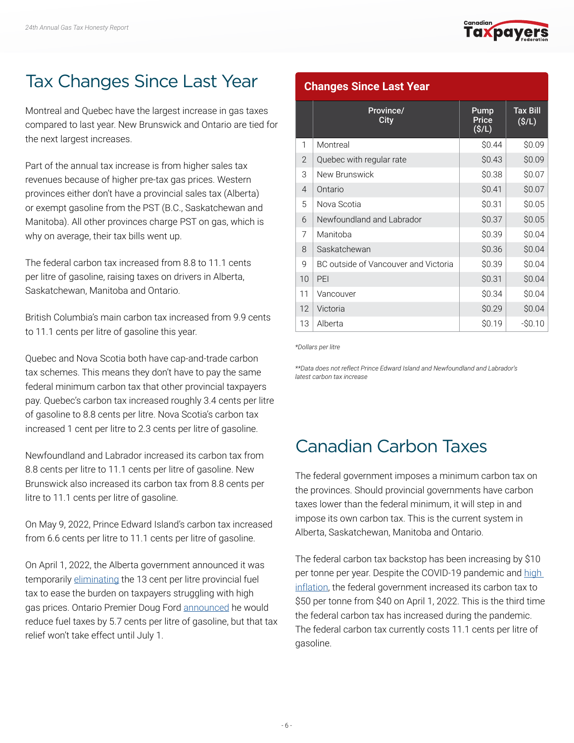# Tax Changes Since Last Year

Montreal and Quebec have the largest increase in gas taxes compared to last year. New Brunswick and Ontario are tied for the next largest increases.

Part of the annual tax increase is from higher sales tax revenues because of higher pre-tax gas prices. Western provinces either don't have a provincial sales tax (Alberta) or exempt gasoline from the PST (B.C., Saskatchewan and Manitoba). All other provinces charge PST on gas, which is why on average, their tax bills went up.

The federal carbon tax increased from 8.8 to 11.1 cents per litre of gasoline, raising taxes on drivers in Alberta, Saskatchewan, Manitoba and Ontario.

British Columbia's main carbon tax increased from 9.9 cents to 11.1 cents per litre of gasoline this year.

Quebec and Nova Scotia both have cap-and-trade carbon tax schemes. This means they don't have to pay the same federal minimum carbon tax that other provincial taxpayers pay. Quebec's carbon tax increased roughly 3.4 cents per litre of gasoline to 8.8 cents per litre. Nova Scotia's carbon tax increased 1 cent per litre to 2.3 cents per litre of gasoline.

Newfoundland and Labrador increased its carbon tax from 8.8 cents per litre to 11.1 cents per litre of gasoline. New Brunswick also increased its carbon tax from 8.8 cents per litre to 11.1 cents per litre of gasoline.

On May 9, 2022, Prince Edward Island's carbon tax increased from 6.6 cents per litre to 11.1 cents per litre of gasoline.

On April 1, 2022, the Alberta government announced it was temporarily eliminating the 13 cent per litre provincial fuel tax to ease the burden on taxpayers struggling with high gas prices. Ontario Premier Doug Ford announced he would reduce fuel taxes by 5.7 cents per litre of gasoline, but that tax relief won't take effect until July 1.

## Changes Since Last Year

| | Province/ City | Pump Price ($/L) | Tax Bill ($/L) |
|---|---|---|---|
| 1 | Montreal | $0.44 | $0.09 |
| 2 | Quebec with regular rate | $0.43 | $0.09 |
| 3 | New Brunswick | $0.38 | $0.07 |
| 4 | Ontario | $0.41 | $0.07 |
| 5 | Nova Scotia | $0.31 | $0.05 |
| 6 | Newfoundland and Labrador | $0.37 | $0.05 |
| 7 | Manitoba | $0.39 | $0.04 |
| 8 | Saskatchewan | $0.36 | $0.04 |
| 9 | BC outside of Vancouver and Victoria | $0.39 | $0.04 |
| 10 | PEI | $0.31 | $0.04 |
| 11 | Vancouver | $0.34 | $0.04 |
| 12 | Victoria | $0.29 | $0.04 |
| 13 | Alberta | $0.19 | -$0.10 |

*Dollars per litre*

*\*\*Data does not reflect Prince Edward Island and Newfoundland and Labrador's latest carbon tax increase*

# Canadian Carbon Taxes

The federal government imposes a minimum carbon tax on the provinces. Should provincial governments have carbon taxes lower than the federal minimum, it will step in and impose its own carbon tax. This is the current system in Alberta, Saskatchewan, Manitoba and Ontario.

The federal carbon tax backstop has been increasing by $10 per tonne per year. Despite the COVID-19 pandemic and high inflation, the federal government increased its carbon tax to $50 per tonne from $40 on April 1, 2022. This is the third time the federal carbon tax has increased during the pandemic. The federal carbon tax currently costs 11.1 cents per litre of gasoline.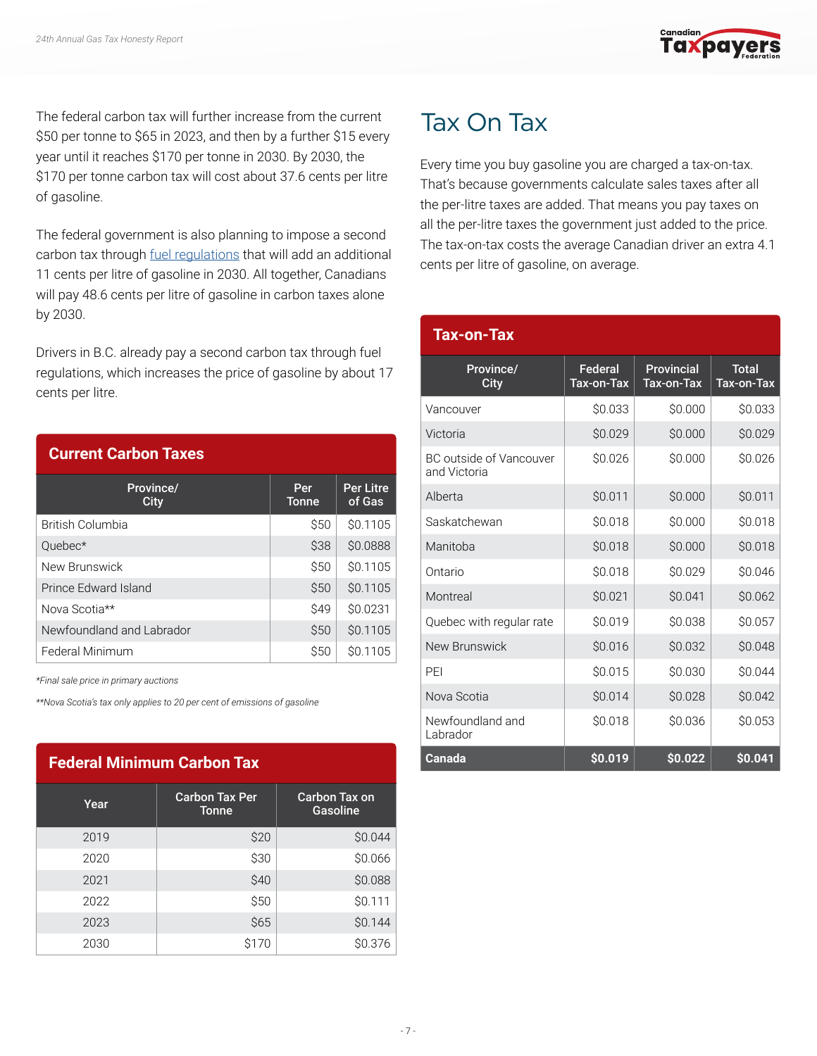The federal carbon tax will further increase from the current $50 per tonne to $65 in 2023, and then by a further $15 every year until it reaches $170 per tonne in 2030. By 2030, the $170 per tonne carbon tax will cost about 37.6 cents per litre of gasoline.

The federal government is also planning to impose a second carbon tax through fuel regulations that will add an additional 11 cents per litre of gasoline in 2030. All together, Canadians will pay 48.6 cents per litre of gasoline in carbon taxes alone by 2030.

Drivers in B.C. already pay a second carbon tax through fuel regulations, which increases the price of gasoline by about 17 cents per litre.

**Current Carbon Taxes**

| Province/ City | Per Tonne | Per Litre of Gas |
|---|---:|---:|
| British Columbia | $50 | $0.1105 |
| Quebec* | $38 | $0.0888 |
| New Brunswick | $50 | $0.1105 |
| Prince Edward Island | $50 | $0.1105 |
| Nova Scotia** | $49 | $0.0231 |
| Newfoundland and Labrador | $50 | $0.1105 |
| Federal Minimum | $50 | $0.1105 |

*\*Final sale price in primary auctions*

*\*\*Nova Scotia's tax only applies to 20 per cent of emissions of gasoline*

**Federal Minimum Carbon Tax**

| Year | Carbon Tax Per Tonne | Carbon Tax on Gasoline |
|---|---:|---:|
| 2019 | $20 | $0.044 |
| 2020 | $30 | $0.066 |
| 2021 | $40 | $0.088 |
| 2022 | $50 | $0.111 |
| 2023 | $65 | $0.144 |
| 2030 | $170 | $0.376 |

# Tax On Tax

Every time you buy gasoline you are charged a tax-on-tax. That's because governments calculate sales taxes after all the per-litre taxes are added. That means you pay taxes on all the per-litre taxes the government just added to the price. The tax-on-tax costs the average Canadian driver an extra 4.1 cents per litre of gasoline, on average.

**Tax-on-Tax**

| Province/ City | Federal Tax-on-Tax | Provincial Tax-on-Tax | Total Tax-on-Tax |
|---|---:|---:|---:|
| Vancouver | $0.033 | $0.000 | $0.033 |
| Victoria | $0.029 | $0.000 | $0.029 |
| BC outside of Vancouver and Victoria | $0.026 | $0.000 | $0.026 |
| Alberta | $0.011 | $0.000 | $0.011 |
| Saskatchewan | $0.018 | $0.000 | $0.018 |
| Manitoba | $0.018 | $0.000 | $0.018 |
| Ontario | $0.018 | $0.029 | $0.046 |
| Montreal | $0.021 | $0.041 | $0.062 |
| Quebec with regular rate | $0.019 | $0.038 | $0.057 |
| New Brunswick | $0.016 | $0.032 | $0.048 |
| PEI | $0.015 | $0.030 | $0.044 |
| Nova Scotia | $0.014 | $0.028 | $0.042 |
| Newfoundland and Labrador | $0.018 | $0.036 | $0.053 |
| **Canada** | **$0.019** | **$0.022** | **$0.041** |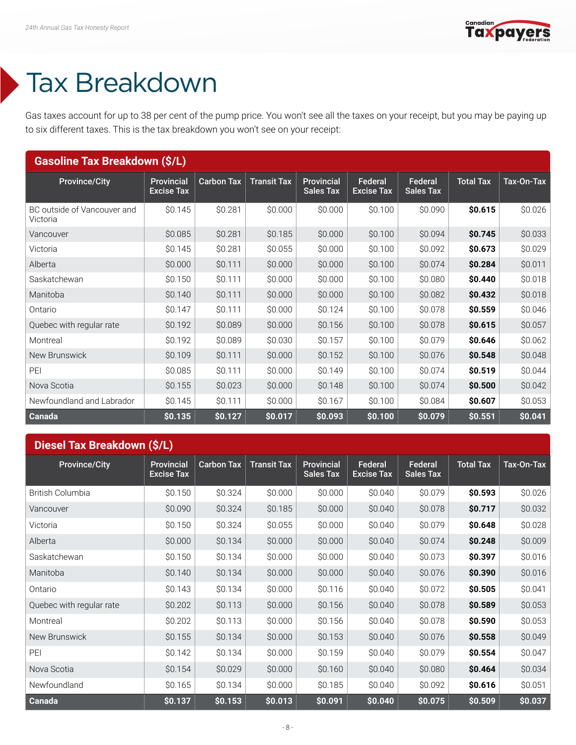# Tax Breakdown

Gas taxes account for up to 38 per cent of the pump price. You won't see all the taxes on your receipt, but you may be paying up to six different taxes. This is the tax breakdown you won't see on your receipt:

## Gasoline Tax Breakdown ($/L)

| Province/City | Provincial Excise Tax | Carbon Tax | Transit Tax | Provincial Sales Tax | Federal Excise Tax | Federal Sales Tax | Total Tax | Tax-On-Tax |
|---|---|---|---|---|---|---|---|---|
| BC outside of Vancouver and Victoria | $0.145 | $0.281 | $0.000 | $0.000 | $0.100 | $0.090 | **$0.615** | $0.026 |
| Vancouver | $0.085 | $0.281 | $0.185 | $0.000 | $0.100 | $0.094 | **$0.745** | $0.033 |
| Victoria | $0.145 | $0.281 | $0.055 | $0.000 | $0.100 | $0.092 | **$0.673** | $0.029 |
| Alberta | $0.000 | $0.111 | $0.000 | $0.000 | $0.100 | $0.074 | **$0.284** | $0.011 |
| Saskatchewan | $0.150 | $0.111 | $0.000 | $0.000 | $0.100 | $0.080 | **$0.440** | $0.018 |
| Manitoba | $0.140 | $0.111 | $0.000 | $0.000 | $0.100 | $0.082 | **$0.432** | $0.018 |
| Ontario | $0.147 | $0.111 | $0.000 | $0.124 | $0.100 | $0.078 | **$0.559** | $0.046 |
| Quebec with regular rate | $0.192 | $0.089 | $0.000 | $0.156 | $0.100 | $0.078 | **$0.615** | $0.057 |
| Montreal | $0.192 | $0.089 | $0.030 | $0.157 | $0.100 | $0.079 | **$0.646** | $0.062 |
| New Brunswick | $0.109 | $0.111 | $0.000 | $0.152 | $0.100 | $0.076 | **$0.548** | $0.048 |
| PEI | $0.085 | $0.111 | $0.000 | $0.149 | $0.100 | $0.074 | **$0.519** | $0.044 |
| Nova Scotia | $0.155 | $0.023 | $0.000 | $0.148 | $0.100 | $0.074 | **$0.500** | $0.042 |
| Newfoundland and Labrador | $0.145 | $0.111 | $0.000 | $0.167 | $0.100 | $0.084 | **$0.607** | $0.053 |
| **Canada** | **$0.135** | **$0.127** | **$0.017** | **$0.093** | **$0.100** | **$0.079** | **$0.551** | **$0.041** |

## Diesel Tax Breakdown ($/L)

| Province/City | Provincial Excise Tax | Carbon Tax | Transit Tax | Provincial Sales Tax | Federal Excise Tax | Federal Sales Tax | Total Tax | Tax-On-Tax |
|---|---|---|---|---|---|---|---|---|
| British Columbia | $0.150 | $0.324 | $0.000 | $0.000 | $0.040 | $0.079 | **$0.593** | $0.026 |
| Vancouver | $0.090 | $0.324 | $0.185 | $0.000 | $0.040 | $0.078 | **$0.717** | $0.032 |
| Victoria | $0.150 | $0.324 | $0.055 | $0.000 | $0.040 | $0.079 | **$0.648** | $0.028 |
| Alberta | $0.000 | $0.134 | $0.000 | $0.000 | $0.040 | $0.074 | **$0.248** | $0.009 |
| Saskatchewan | $0.150 | $0.134 | $0.000 | $0.000 | $0.040 | $0.073 | **$0.397** | $0.016 |
| Manitoba | $0.140 | $0.134 | $0.000 | $0.000 | $0.040 | $0.076 | **$0.390** | $0.016 |
| Ontario | $0.143 | $0.134 | $0.000 | $0.116 | $0.040 | $0.072 | **$0.505** | $0.041 |
| Quebec with regular rate | $0.202 | $0.113 | $0.000 | $0.156 | $0.040 | $0.078 | **$0.589** | $0.053 |
| Montreal | $0.202 | $0.113 | $0.000 | $0.156 | $0.040 | $0.078 | **$0.590** | $0.053 |
| New Brunswick | $0.155 | $0.134 | $0.000 | $0.153 | $0.040 | $0.076 | **$0.558** | $0.049 |
| PEI | $0.142 | $0.134 | $0.000 | $0.159 | $0.040 | $0.079 | **$0.554** | $0.047 |
| Nova Scotia | $0.154 | $0.029 | $0.000 | $0.160 | $0.040 | $0.080 | **$0.464** | $0.034 |
| Newfoundland | $0.165 | $0.134 | $0.000 | $0.185 | $0.040 | $0.092 | **$0.616** | $0.051 |
| **Canada** | **$0.137** | **$0.153** | **$0.013** | **$0.091** | **$0.040** | **$0.075** | **$0.509** | **$0.037** |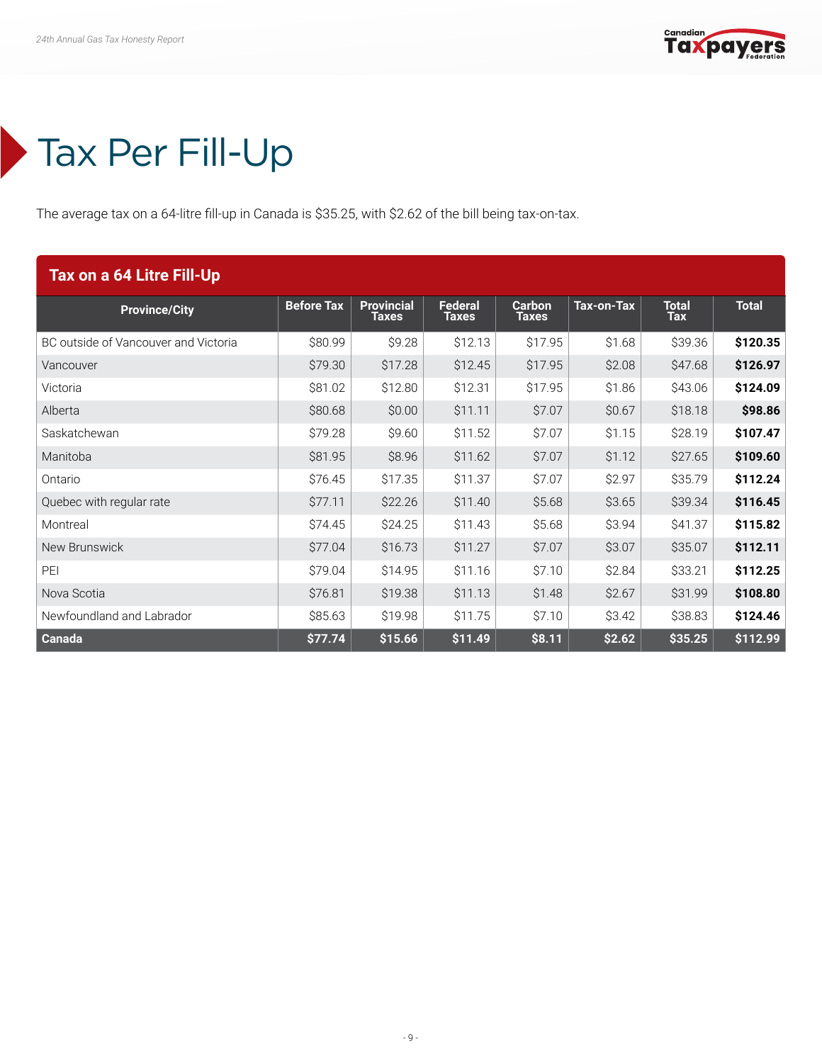# Tax Per Fill-Up

The average tax on a 64-litre fill-up in Canada is $35.25, with $2.62 of the bill being tax-on-tax.

**Tax on a 64 Litre Fill-Up**

| Province/City | Before Tax | Provincial Taxes | Federal Taxes | Carbon Taxes | Tax-on-Tax | Total Tax | Total |
|---|---|---|---|---|---|---|---|
| BC outside of Vancouver and Victoria | $80.99 | $9.28 | $12.13 | $17.95 | $1.68 | $39.36 | **$120.35** |
| Vancouver | $79.30 | $17.28 | $12.45 | $17.95 | $2.08 | $47.68 | **$126.97** |
| Victoria | $81.02 | $12.80 | $12.31 | $17.95 | $1.86 | $43.06 | **$124.09** |
| Alberta | $80.68 | $0.00 | $11.11 | $7.07 | $0.67 | $18.18 | **$98.86** |
| Saskatchewan | $79.28 | $9.60 | $11.52 | $7.07 | $1.15 | $28.19 | **$107.47** |
| Manitoba | $81.95 | $8.96 | $11.62 | $7.07 | $1.12 | $27.65 | **$109.60** |
| Ontario | $76.45 | $17.35 | $11.37 | $7.07 | $2.97 | $35.79 | **$112.24** |
| Quebec with regular rate | $77.11 | $22.26 | $11.40 | $5.68 | $3.65 | $39.34 | **$116.45** |
| Montreal | $74.45 | $24.25 | $11.43 | $5.68 | $3.94 | $41.37 | **$115.82** |
| New Brunswick | $77.04 | $16.73 | $11.27 | $7.07 | $3.07 | $35.07 | **$112.11** |
| PEI | $79.04 | $14.95 | $11.16 | $7.10 | $2.84 | $33.21 | **$112.25** |
| Nova Scotia | $76.81 | $19.38 | $11.13 | $1.48 | $2.67 | $31.99 | **$108.80** |
| Newfoundland and Labrador | $85.63 | $19.98 | $11.75 | $7.10 | $3.42 | $38.83 | **$124.46** |
| **Canada** | **$77.74** | **$15.66** | **$11.49** | **$8.11** | **$2.62** | **$35.25** | **$112.99** |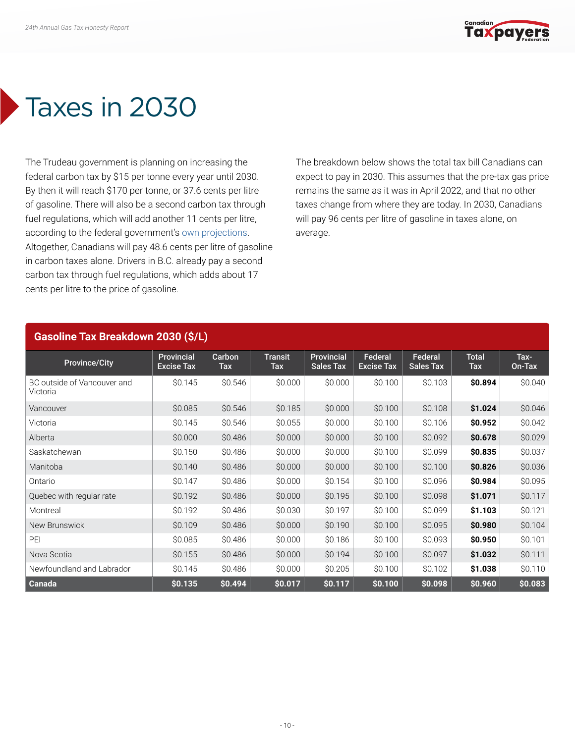# Taxes in 2030

The Trudeau government is planning on increasing the federal carbon tax by $15 per tonne every year until 2030. By then it will reach $170 per tonne, or 37.6 cents per litre of gasoline. There will also be a second carbon tax through fuel regulations, which will add another 11 cents per litre, according to the federal government's own projections. Altogether, Canadians will pay 48.6 cents per litre of gasoline in carbon taxes alone. Drivers in B.C. already pay a second carbon tax through fuel regulations, which adds about 17 cents per litre to the price of gasoline.

The breakdown below shows the total tax bill Canadians can expect to pay in 2030. This assumes that the pre-tax gas price remains the same as it was in April 2022, and that no other taxes change from where they are today. In 2030, Canadians will pay 96 cents per litre of gasoline in taxes alone, on average.

**Gasoline Tax Breakdown 2030 ($/L)**

| Province/City | Provincial Excise Tax | Carbon Tax | Transit Tax | Provincial Sales Tax | Federal Excise Tax | Federal Sales Tax | Total Tax | Tax-On-Tax |
|---|---|---|---|---|---|---|---|---|
| BC outside of Vancouver and Victoria | $0.145 | $0.546 | $0.000 | $0.000 | $0.100 | $0.103 | **$0.894** | $0.040 |
| Vancouver | $0.085 | $0.546 | $0.185 | $0.000 | $0.100 | $0.108 | **$1.024** | $0.046 |
| Victoria | $0.145 | $0.546 | $0.055 | $0.000 | $0.100 | $0.106 | **$0.952** | $0.042 |
| Alberta | $0.000 | $0.486 | $0.000 | $0.000 | $0.100 | $0.092 | **$0.678** | $0.029 |
| Saskatchewan | $0.150 | $0.486 | $0.000 | $0.000 | $0.100 | $0.099 | **$0.835** | $0.037 |
| Manitoba | $0.140 | $0.486 | $0.000 | $0.000 | $0.100 | $0.100 | **$0.826** | $0.036 |
| Ontario | $0.147 | $0.486 | $0.000 | $0.154 | $0.100 | $0.096 | **$0.984** | $0.095 |
| Quebec with regular rate | $0.192 | $0.486 | $0.000 | $0.195 | $0.100 | $0.098 | **$1.071** | $0.117 |
| Montreal | $0.192 | $0.486 | $0.030 | $0.197 | $0.100 | $0.099 | **$1.103** | $0.121 |
| New Brunswick | $0.109 | $0.486 | $0.000 | $0.190 | $0.100 | $0.095 | **$0.980** | $0.104 |
| PEI | $0.085 | $0.486 | $0.000 | $0.186 | $0.100 | $0.093 | **$0.950** | $0.101 |
| Nova Scotia | $0.155 | $0.486 | $0.000 | $0.194 | $0.100 | $0.097 | **$1.032** | $0.111 |
| Newfoundland and Labrador | $0.145 | $0.486 | $0.000 | $0.205 | $0.100 | $0.102 | **$1.038** | $0.110 |
| **Canada** | **$0.135** | **$0.494** | **$0.017** | **$0.117** | **$0.100** | **$0.098** | **$0.960** | **$0.083** |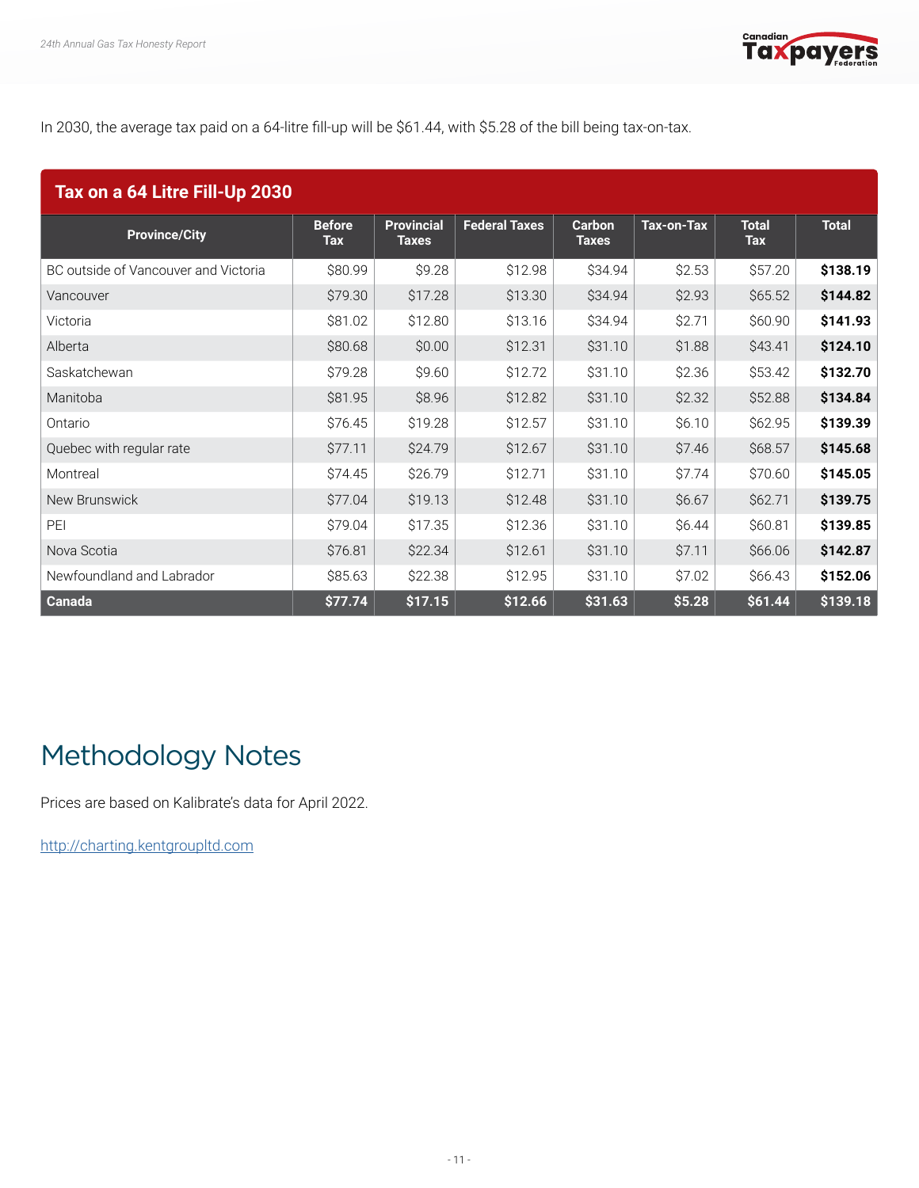In 2030, the average tax paid on a 64-litre fill-up will be $61.44, with $5.28 of the bill being tax-on-tax.

**Tax on a 64 Litre Fill-Up 2030**

| Province/City | Before Tax | Provincial Taxes | Federal Taxes | Carbon Taxes | Tax-on-Tax | Total Tax | Total |
|---|---|---|---|---|---|---|---|
| BC outside of Vancouver and Victoria | $80.99 | $9.28 | $12.98 | $34.94 | $2.53 | $57.20 | **$138.19** |
| Vancouver | $79.30 | $17.28 | $13.30 | $34.94 | $2.93 | $65.52 | **$144.82** |
| Victoria | $81.02 | $12.80 | $13.16 | $34.94 | $2.71 | $60.90 | **$141.93** |
| Alberta | $80.68 | $0.00 | $12.31 | $31.10 | $1.88 | $43.41 | **$124.10** |
| Saskatchewan | $79.28 | $9.60 | $12.72 | $31.10 | $2.36 | $53.42 | **$132.70** |
| Manitoba | $81.95 | $8.96 | $12.82 | $31.10 | $2.32 | $52.88 | **$134.84** |
| Ontario | $76.45 | $19.28 | $12.57 | $31.10 | $6.10 | $62.95 | **$139.39** |
| Quebec with regular rate | $77.11 | $24.79 | $12.67 | $31.10 | $7.46 | $68.57 | **$145.68** |
| Montreal | $74.45 | $26.79 | $12.71 | $31.10 | $7.74 | $70.60 | **$145.05** |
| New Brunswick | $77.04 | $19.13 | $12.48 | $31.10 | $6.67 | $62.71 | **$139.75** |
| PEI | $79.04 | $17.35 | $12.36 | $31.10 | $6.44 | $60.81 | **$139.85** |
| Nova Scotia | $76.81 | $22.34 | $12.61 | $31.10 | $7.11 | $66.06 | **$142.87** |
| Newfoundland and Labrador | $85.63 | $22.38 | $12.95 | $31.10 | $7.02 | $66.43 | **$152.06** |
| **Canada** | **$77.74** | **$17.15** | **$12.66** | **$31.63** | **$5.28** | **$61.44** | **$139.18** |

# Methodology Notes

Prices are based on Kalibrate's data for April 2022.

http://charting.kentgroupltd.com